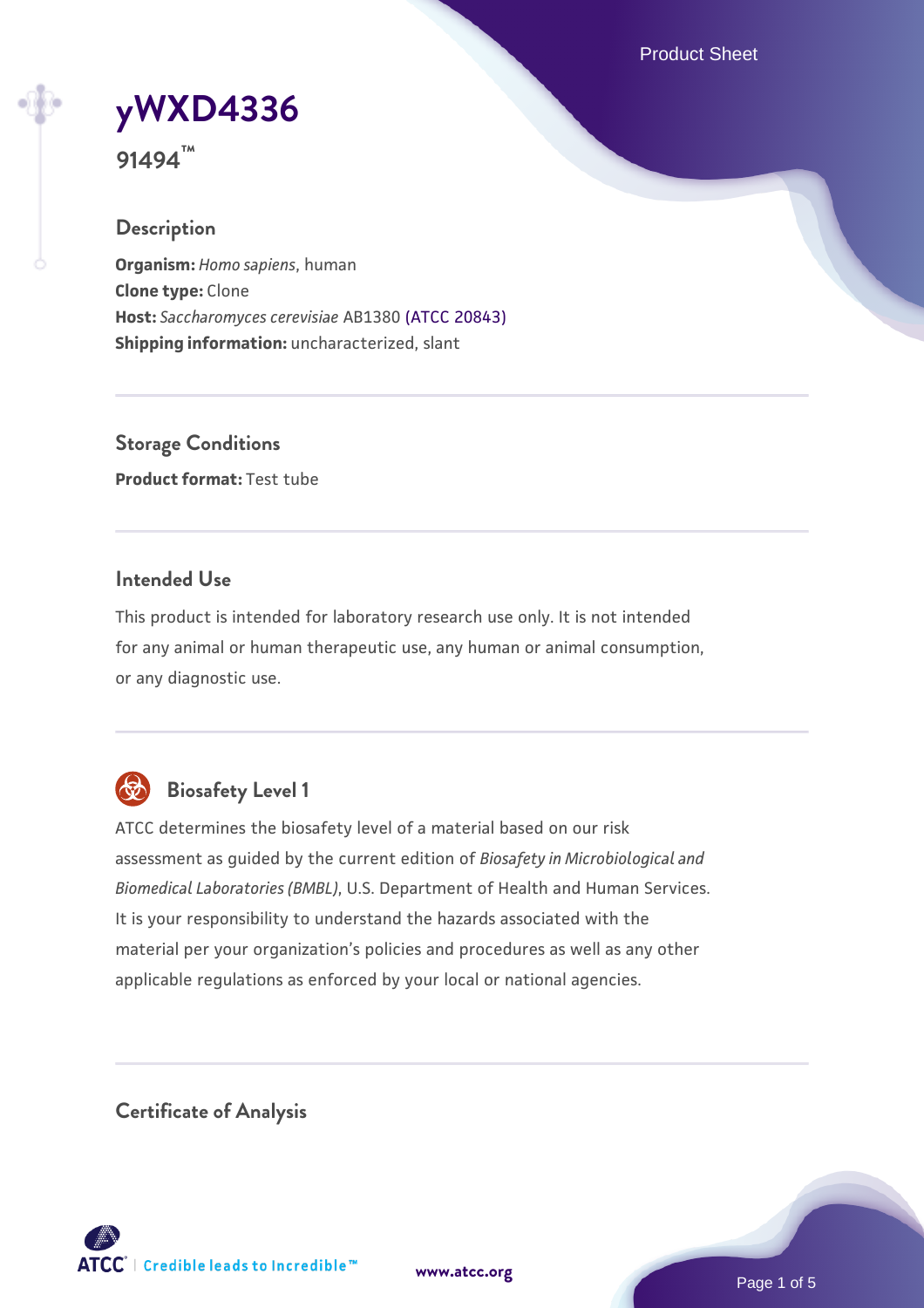# yWXD4336

**91494™**

## Description

**Organism:** *Homo sapiens*, human
**Clone type:** Clone
**Host:** *Saccharomyces cerevisiae* AB1380 (ATCC 20843)
**Shipping information:** uncharacterized, slant

## Storage Conditions

**Product format:** Test tube

## Intended Use

This product is intended for laboratory research use only. It is not intended for any animal or human therapeutic use, any human or animal consumption, or any diagnostic use.

## Biosafety Level 1

ATCC determines the biosafety level of a material based on our risk assessment as guided by the current edition of *Biosafety in Microbiological and Biomedical Laboratories (BMBL)*, U.S. Department of Health and Human Services. It is your responsibility to understand the hazards associated with the material per your organization's policies and procedures as well as any other applicable regulations as enforced by your local or national agencies.

## Certificate of Analysis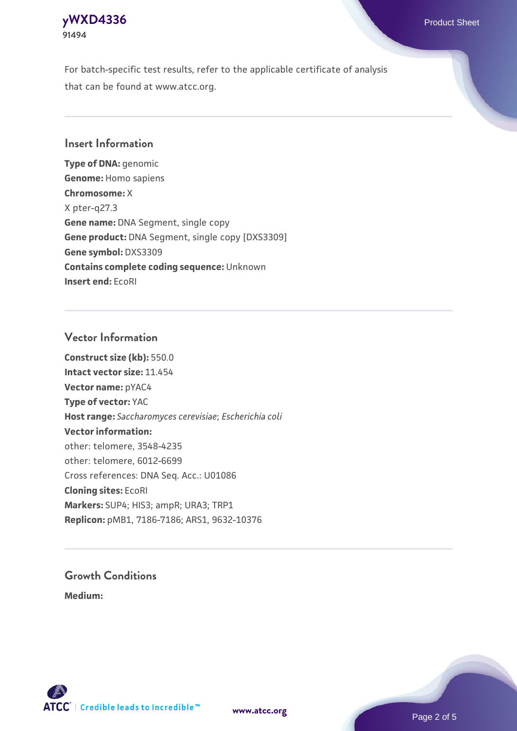For batch-specific test results, refer to the applicable certificate of analysis that can be found at www.atcc.org.

## Insert Information

**Type of DNA:** genomic
**Genome:** Homo sapiens
**Chromosome:** X
X pter-q27.3
**Gene name:** DNA Segment, single copy
**Gene product:** DNA Segment, single copy [DXS3309]
**Gene symbol:** DXS3309
**Contains complete coding sequence:** Unknown
**Insert end:** EcoRI

## Vector Information

**Construct size (kb):** 550.0
**Intact vector size:** 11.454
**Vector name:** pYAC4
**Type of vector:** YAC
**Host range:** *Saccharomyces cerevisiae*; *Escherichia coli*
**Vector information:**
other: telomere, 3548-4235
other: telomere, 6012-6699
Cross references: DNA Seq. Acc.: U01086
**Cloning sites:** EcoRI
**Markers:** SUP4; HIS3; ampR; URA3; TRP1
**Replicon:** pMB1, 7186-7186; ARS1, 9632-10376

## Growth Conditions

**Medium:**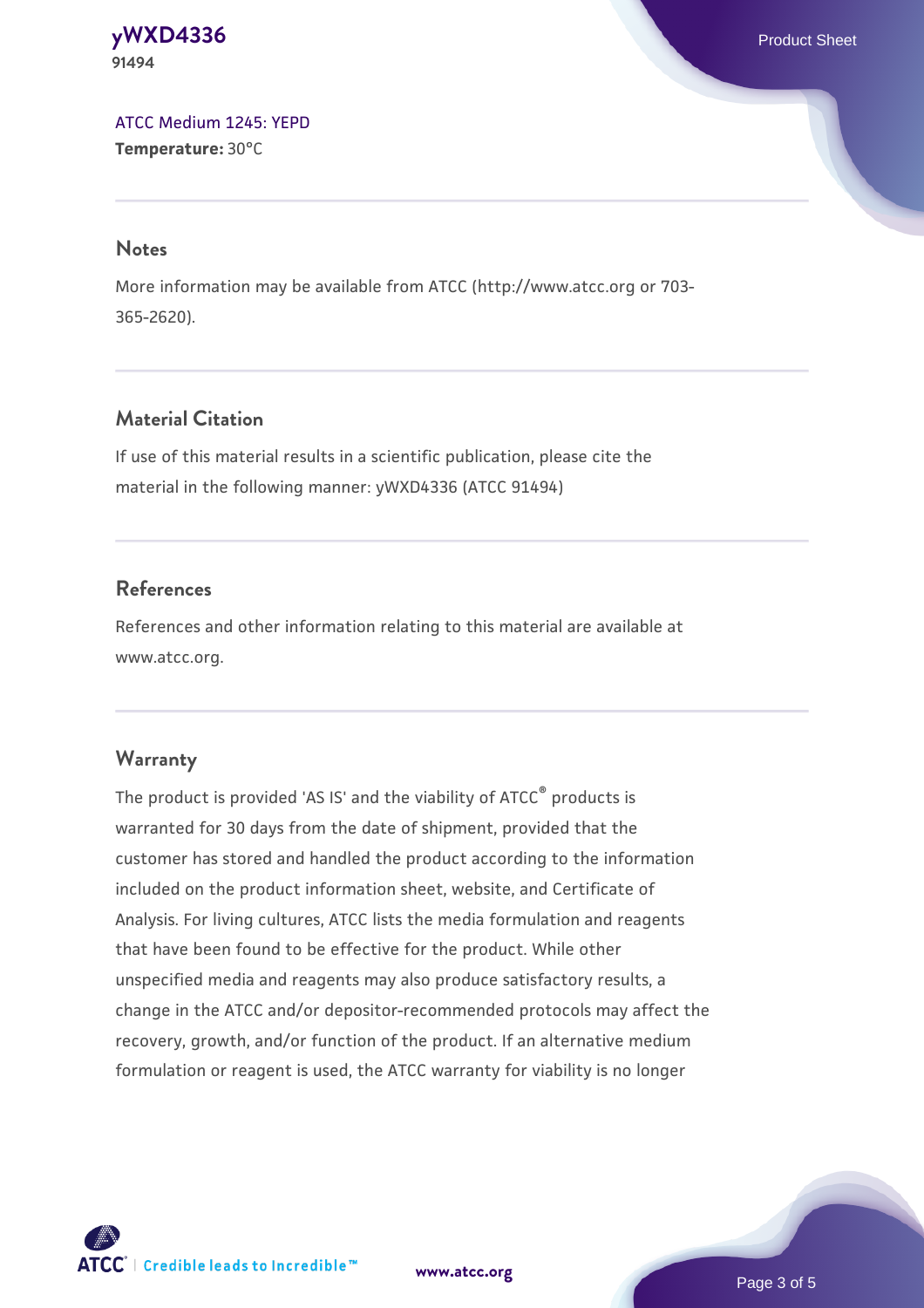[ATCC Medium 1245: YEPD](#)
**Temperature:** 30°C

## Notes

More information may be available from ATCC (http://www.atcc.org or 703-365-2620).

## Material Citation

If use of this material results in a scientific publication, please cite the material in the following manner: yWXD4336 (ATCC 91494)

## References

References and other information relating to this material are available at www.atcc.org.

## Warranty

The product is provided 'AS IS' and the viability of ATCC® products is warranted for 30 days from the date of shipment, provided that the customer has stored and handled the product according to the information included on the product information sheet, website, and Certificate of Analysis. For living cultures, ATCC lists the media formulation and reagents that have been found to be effective for the product. While other unspecified media and reagents may also produce satisfactory results, a change in the ATCC and/or depositor-recommended protocols may affect the recovery, growth, and/or function of the product. If an alternative medium formulation or reagent is used, the ATCC warranty for viability is no longer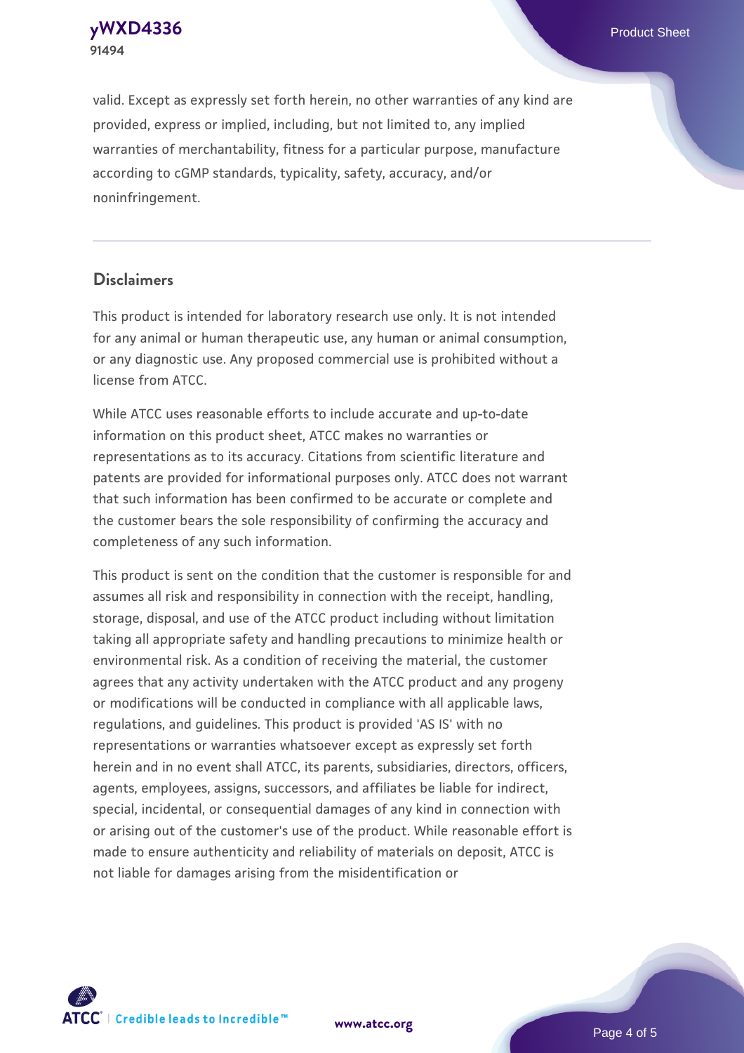valid. Except as expressly set forth herein, no other warranties of any kind are provided, express or implied, including, but not limited to, any implied warranties of merchantability, fitness for a particular purpose, manufacture according to cGMP standards, typicality, safety, accuracy, and/or noninfringement.

## Disclaimers

This product is intended for laboratory research use only. It is not intended for any animal or human therapeutic use, any human or animal consumption, or any diagnostic use. Any proposed commercial use is prohibited without a license from ATCC.

While ATCC uses reasonable efforts to include accurate and up-to-date information on this product sheet, ATCC makes no warranties or representations as to its accuracy. Citations from scientific literature and patents are provided for informational purposes only. ATCC does not warrant that such information has been confirmed to be accurate or complete and the customer bears the sole responsibility of confirming the accuracy and completeness of any such information.

This product is sent on the condition that the customer is responsible for and assumes all risk and responsibility in connection with the receipt, handling, storage, disposal, and use of the ATCC product including without limitation taking all appropriate safety and handling precautions to minimize health or environmental risk. As a condition of receiving the material, the customer agrees that any activity undertaken with the ATCC product and any progeny or modifications will be conducted in compliance with all applicable laws, regulations, and guidelines. This product is provided 'AS IS' with no representations or warranties whatsoever except as expressly set forth herein and in no event shall ATCC, its parents, subsidiaries, directors, officers, agents, employees, assigns, successors, and affiliates be liable for indirect, special, incidental, or consequential damages of any kind in connection with or arising out of the customer's use of the product. While reasonable effort is made to ensure authenticity and reliability of materials on deposit, ATCC is not liable for damages arising from the misidentification or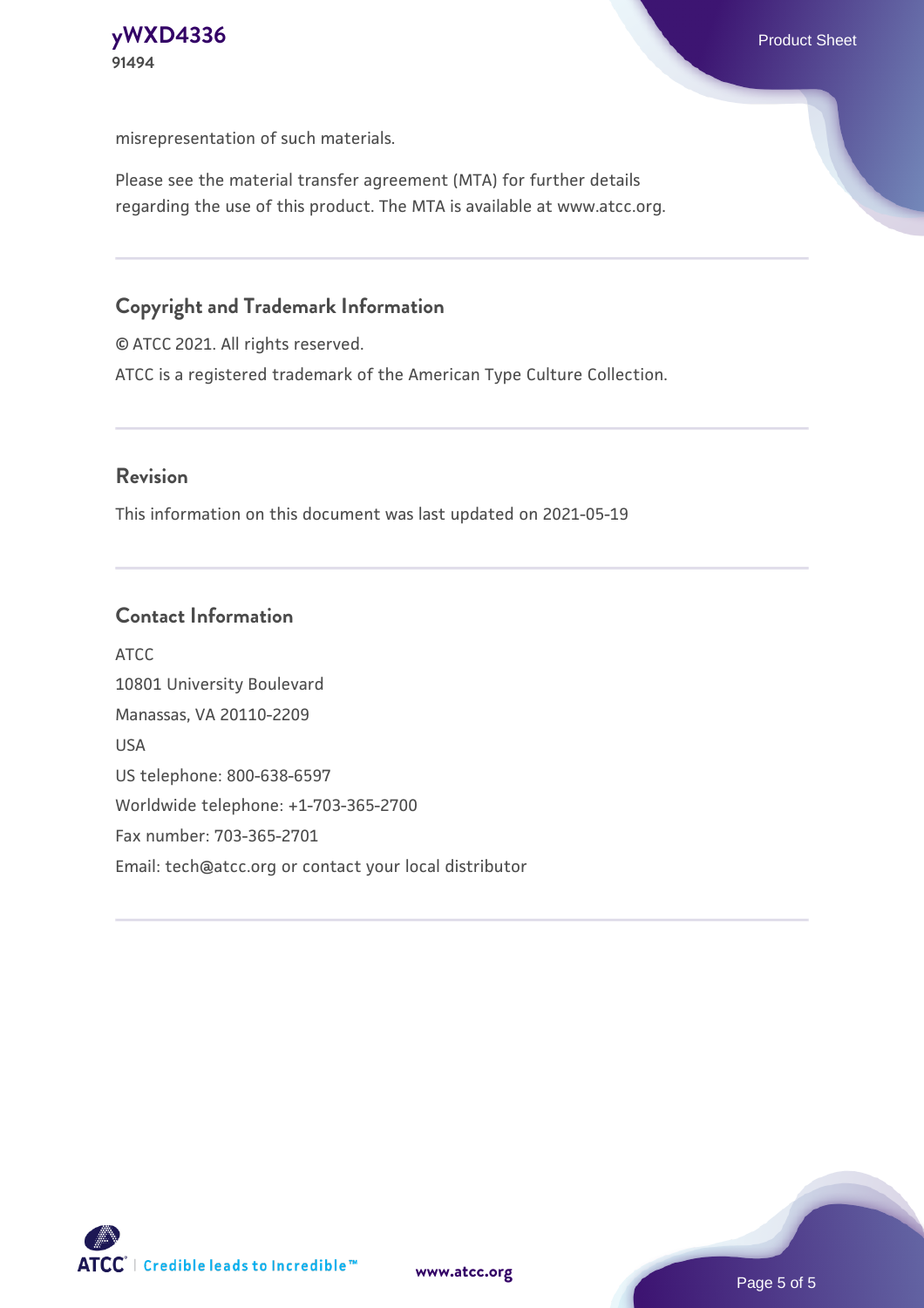misrepresentation of such materials.

Please see the material transfer agreement (MTA) for further details regarding the use of this product. The MTA is available at www.atcc.org.

## Copyright and Trademark Information

© ATCC 2021. All rights reserved.

ATCC is a registered trademark of the American Type Culture Collection.

## Revision

This information on this document was last updated on 2021-05-19

## Contact Information

ATCC
10801 University Boulevard
Manassas, VA 20110-2209
USA
US telephone: 800-638-6597
Worldwide telephone: +1-703-365-2700
Fax number: 703-365-2701
Email: tech@atcc.org or contact your local distributor